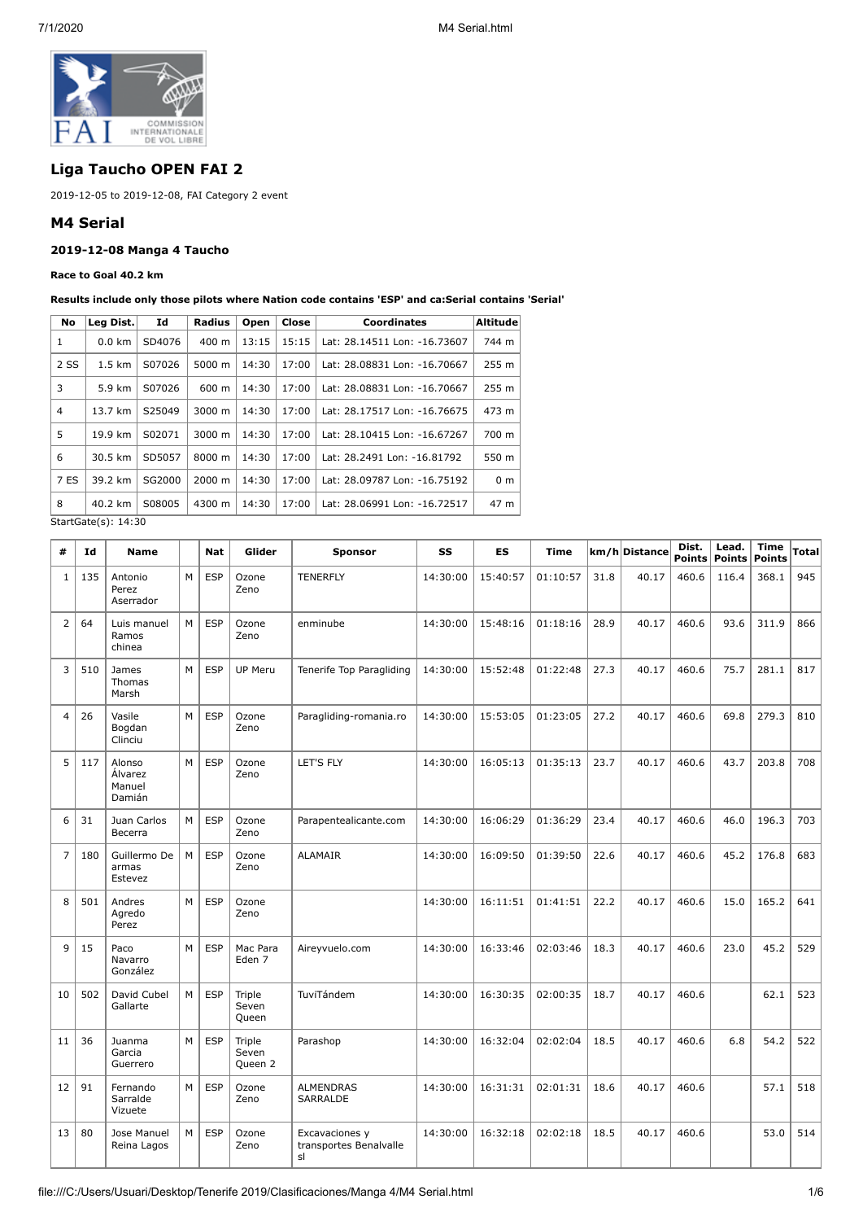## Liga Taucho OPEN FAI 2

2019-12-05 to 2019-12-08, FAI Category 2 event

## M4 Serial

### 2019-12-08 Manga 4 Taucho

**Race to Goal 40.2 km**

**Results include only those pilots where Nation code contains 'ESP' and ca:Serial contains 'Serial'**

| No | Leg Dist. | Id | Radius | Open | Close | Coordinates | Altitude |
|---|---|---|---|---|---|---|---|
| 1 | 0.0 km | SD4076 | 400 m | 13:15 | 15:15 | Lat: 28.14511 Lon: -16.73607 | 744 m |
| 2 SS | 1.5 km | S07026 | 5000 m | 14:30 | 17:00 | Lat: 28.08831 Lon: -16.70667 | 255 m |
| 3 | 5.9 km | S07026 | 600 m | 14:30 | 17:00 | Lat: 28.08831 Lon: -16.70667 | 255 m |
| 4 | 13.7 km | S25049 | 3000 m | 14:30 | 17:00 | Lat: 28.17517 Lon: -16.76675 | 473 m |
| 5 | 19.9 km | S02071 | 3000 m | 14:30 | 17:00 | Lat: 28.10415 Lon: -16.67267 | 700 m |
| 6 | 30.5 km | SD5057 | 8000 m | 14:30 | 17:00 | Lat: 28.2491 Lon: -16.81792 | 550 m |
| 7 ES | 39.2 km | SG2000 | 2000 m | 14:30 | 17:00 | Lat: 28.09787 Lon: -16.75192 | 0 m |
| 8 | 40.2 km | S08005 | 4300 m | 14:30 | 17:00 | Lat: 28.06991 Lon: -16.72517 | 47 m |

StartGate(s): 14:30

| # | Id | Name | | Nat | Glider | Sponsor | SS | ES | Time | km/h | Distance | Dist. Points | Lead. Points | Time Points | Total |
|---|---|---|---|---|---|---|---|---|---|---|---|---|---|---|---|
| 1 | 135 | Antonio Perez Aserrador | M | ESP | Ozone Zeno | TENERFLY | 14:30:00 | 15:40:57 | 01:10:57 | 31.8 | 40.17 | 460.6 | 116.4 | 368.1 | 945 |
| 2 | 64 | Luis manuel Ramos chinea | M | ESP | Ozone Zeno | enminube | 14:30:00 | 15:48:16 | 01:18:16 | 28.9 | 40.17 | 460.6 | 93.6 | 311.9 | 866 |
| 3 | 510 | James Thomas Marsh | M | ESP | UP Meru | Tenerife Top Paragliding | 14:30:00 | 15:52:48 | 01:22:48 | 27.3 | 40.17 | 460.6 | 75.7 | 281.1 | 817 |
| 4 | 26 | Vasile Bogdan Clinciu | M | ESP | Ozone Zeno | Paragliding-romania.ro | 14:30:00 | 15:53:05 | 01:23:05 | 27.2 | 40.17 | 460.6 | 69.8 | 279.3 | 810 |
| 5 | 117 | Alonso Álvarez Manuel Damián | M | ESP | Ozone Zeno | LET'S FLY | 14:30:00 | 16:05:13 | 01:35:13 | 23.7 | 40.17 | 460.6 | 43.7 | 203.8 | 708 |
| 6 | 31 | Juan Carlos Becerra | M | ESP | Ozone Zeno | Parapentealicante.com | 14:30:00 | 16:06:29 | 01:36:29 | 23.4 | 40.17 | 460.6 | 46.0 | 196.3 | 703 |
| 7 | 180 | Guillermo De armas Estevez | M | ESP | Ozone Zeno | ALAMAIR | 14:30:00 | 16:09:50 | 01:39:50 | 22.6 | 40.17 | 460.6 | 45.2 | 176.8 | 683 |
| 8 | 501 | Andres Agredo Perez | M | ESP | Ozone Zeno | | 14:30:00 | 16:11:51 | 01:41:51 | 22.2 | 40.17 | 460.6 | 15.0 | 165.2 | 641 |
| 9 | 15 | Paco Navarro González | M | ESP | Mac Para Eden 7 | Aireyvuelo.com | 14:30:00 | 16:33:46 | 02:03:46 | 18.3 | 40.17 | 460.6 | 23.0 | 45.2 | 529 |
| 10 | 502 | David Cubel Gallarte | M | ESP | Triple Seven Queen | TuviTándem | 14:30:00 | 16:30:35 | 02:00:35 | 18.7 | 40.17 | 460.6 | | 62.1 | 523 |
| 11 | 36 | Juanma Garcia Guerrero | M | ESP | Triple Seven Queen 2 | Parashop | 14:30:00 | 16:32:04 | 02:02:04 | 18.5 | 40.17 | 460.6 | 6.8 | 54.2 | 522 |
| 12 | 91 | Fernando Sarralde Vizuete | M | ESP | Ozone Zeno | ALMENDRAS SARRALDE | 14:30:00 | 16:31:31 | 02:01:31 | 18.6 | 40.17 | 460.6 | | 57.1 | 518 |
| 13 | 80 | Jose Manuel Reina Lagos | M | ESP | Ozone Zeno | Excavaciones y transportes Benalvalle sl | 14:30:00 | 16:32:18 | 02:02:18 | 18.5 | 40.17 | 460.6 | | 53.0 | 514 |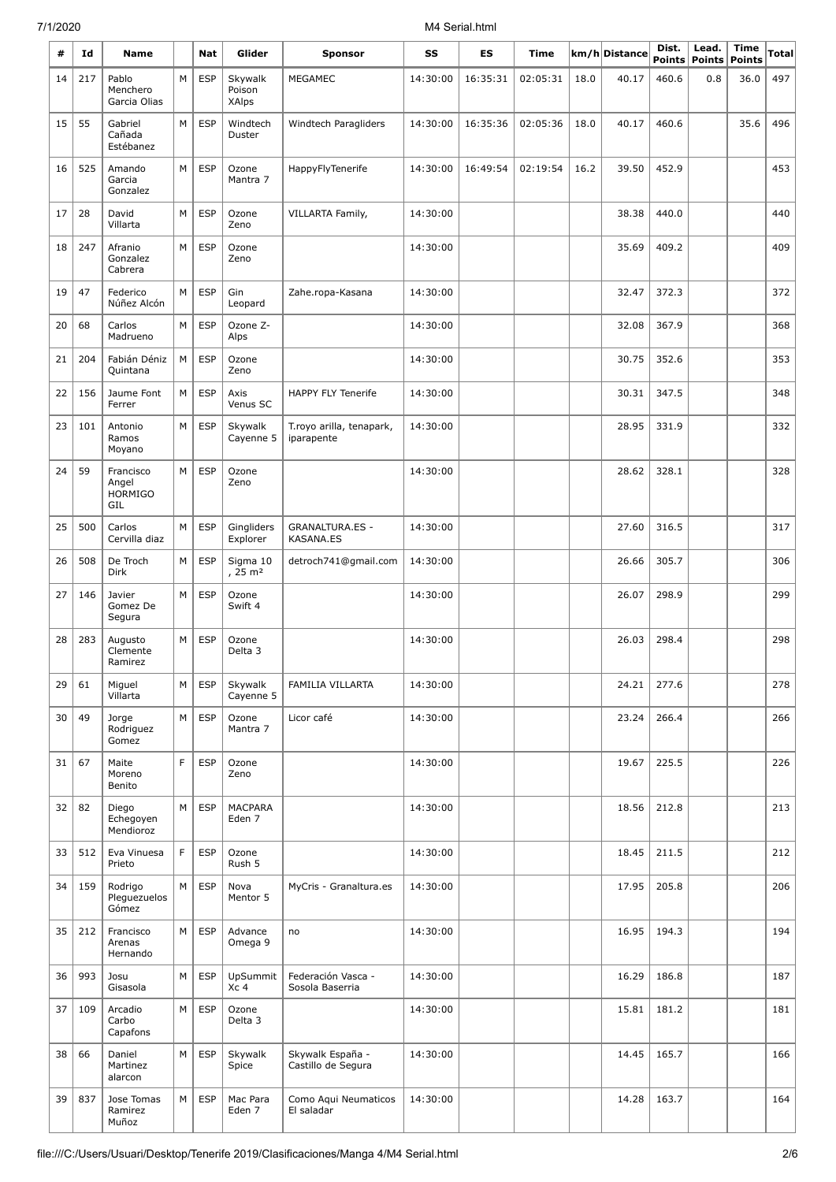| # | Id | Name | | Nat | Glider | Sponsor | SS | ES | Time | km/h | Distance | Dist. Points | Lead. Points | Time Points | Total |
|---|---|---|---|---|---|---|---|---|---|---|---|---|---|---|---|
| 14 | 217 | Pablo Menchero Garcia Olias | M | ESP | Skywalk Poison XAlps | MEGAMEC | 14:30:00 | 16:35:31 | 02:05:31 | 18.0 | 40.17 | 460.6 | 0.8 | 36.0 | 497 |
| 15 | 55 | Gabriel Cañada Estébanez | M | ESP | Windtech Duster | Windtech Paragliders | 14:30:00 | 16:35:36 | 02:05:36 | 18.0 | 40.17 | 460.6 | | 35.6 | 496 |
| 16 | 525 | Amando Garcia Gonzalez | M | ESP | Ozone Mantra 7 | HappyFlyTenerife | 14:30:00 | 16:49:54 | 02:19:54 | 16.2 | 39.50 | 452.9 | | | 453 |
| 17 | 28 | David Villarta | M | ESP | Ozone Zeno | VILLARTA Family, | 14:30:00 | | | | 38.38 | 440.0 | | | 440 |
| 18 | 247 | Afranio Gonzalez Cabrera | M | ESP | Ozone Zeno | | 14:30:00 | | | | 35.69 | 409.2 | | | 409 |
| 19 | 47 | Federico Núñez Alcón | M | ESP | Gin Leopard | Zahe.ropa-Kasana | 14:30:00 | | | | 32.47 | 372.3 | | | 372 |
| 20 | 68 | Carlos Madrueno | M | ESP | Ozone Z-Alps | | 14:30:00 | | | | 32.08 | 367.9 | | | 368 |
| 21 | 204 | Fabián Déniz Quintana | M | ESP | Ozone Zeno | | 14:30:00 | | | | 30.75 | 352.6 | | | 353 |
| 22 | 156 | Jaume Font Ferrer | M | ESP | Axis Venus SC | HAPPY FLY Tenerife | 14:30:00 | | | | 30.31 | 347.5 | | | 348 |
| 23 | 101 | Antonio Ramos Moyano | M | ESP | Skywalk Cayenne 5 | T.royo arilla, tenapark, iparapente | 14:30:00 | | | | 28.95 | 331.9 | | | 332 |
| 24 | 59 | Francisco Angel HORMIGO GIL | M | ESP | Ozone Zeno | | 14:30:00 | | | | 28.62 | 328.1 | | | 328 |
| 25 | 500 | Carlos Cervilla diaz | M | ESP | Gingliders Explorer | GRANALTURA.ES - KASANA.ES | 14:30:00 | | | | 27.60 | 316.5 | | | 317 |
| 26 | 508 | De Troch Dirk | M | ESP | Sigma 10 , 25 m² | detroch741@gmail.com | 14:30:00 | | | | 26.66 | 305.7 | | | 306 |
| 27 | 146 | Javier Gomez De Segura | M | ESP | Ozone Swift 4 | | 14:30:00 | | | | 26.07 | 298.9 | | | 299 |
| 28 | 283 | Augusto Clemente Ramirez | M | ESP | Ozone Delta 3 | | 14:30:00 | | | | 26.03 | 298.4 | | | 298 |
| 29 | 61 | Miguel Villarta | M | ESP | Skywalk Cayenne 5 | FAMILIA VILLARTA | 14:30:00 | | | | 24.21 | 277.6 | | | 278 |
| 30 | 49 | Jorge Rodriguez Gomez | M | ESP | Ozone Mantra 7 | Licor café | 14:30:00 | | | | 23.24 | 266.4 | | | 266 |
| 31 | 67 | Maite Moreno Benito | F | ESP | Ozone Zeno | | 14:30:00 | | | | 19.67 | 225.5 | | | 226 |
| 32 | 82 | Diego Echegoyen Mendioroz | M | ESP | MACPARA Eden 7 | | 14:30:00 | | | | 18.56 | 212.8 | | | 213 |
| 33 | 512 | Eva Vinuesa Prieto | F | ESP | Ozone Rush 5 | | 14:30:00 | | | | 18.45 | 211.5 | | | 212 |
| 34 | 159 | Rodrigo Pleguezuelos Gómez | M | ESP | Nova Mentor 5 | MyCris - Granaltura.es | 14:30:00 | | | | 17.95 | 205.8 | | | 206 |
| 35 | 212 | Francisco Arenas Hernando | M | ESP | Advance Omega 9 | no | 14:30:00 | | | | 16.95 | 194.3 | | | 194 |
| 36 | 993 | Josu Gisasola | M | ESP | UpSummit Xc 4 | Federación Vasca - Sosola Baserria | 14:30:00 | | | | 16.29 | 186.8 | | | 187 |
| 37 | 109 | Arcadio Carbo Capafons | M | ESP | Ozone Delta 3 | | 14:30:00 | | | | 15.81 | 181.2 | | | 181 |
| 38 | 66 | Daniel Martinez alarcon | M | ESP | Skywalk Spice | Skywalk España - Castillo de Segura | 14:30:00 | | | | 14.45 | 165.7 | | | 166 |
| 39 | 837 | Jose Tomas Ramirez Muñoz | M | ESP | Mac Para Eden 7 | Como Aqui Neumaticos El saladar | 14:30:00 | | | | 14.28 | 163.7 | | | 164 |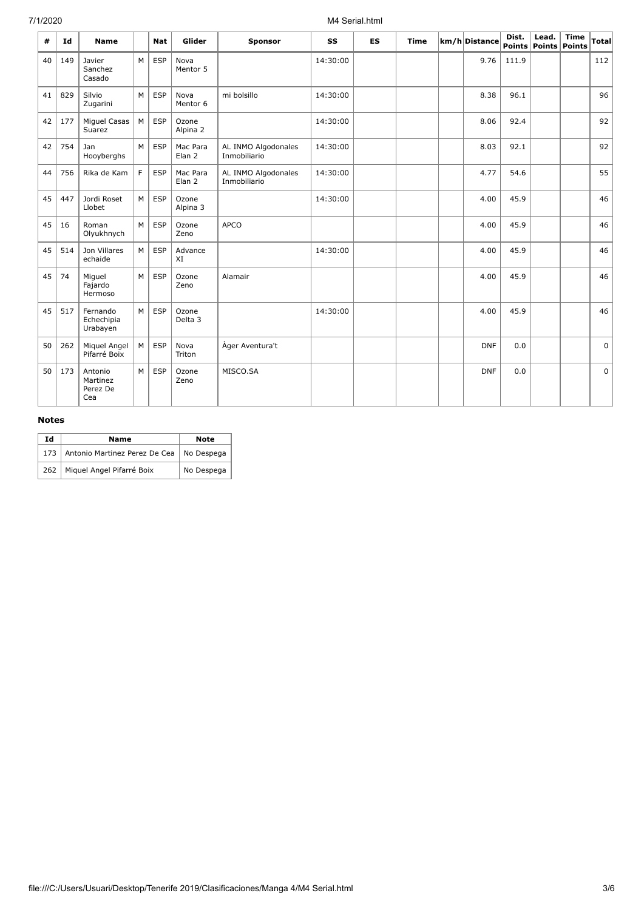| # | Id | Name | | Nat | Glider | Sponsor | SS | ES | Time | km/h | Distance | Dist. Points | Lead. Points | Time Points | Total |
|---|---|---|---|---|---|---|---|---|---|---|---|---|---|---|---|
| 40 | 149 | Javier Sanchez Casado | M | ESP | Nova Mentor 5 | | 14:30:00 | | | | 9.76 | 111.9 | | | 112 |
| 41 | 829 | Silvio Zugarini | M | ESP | Nova Mentor 6 | mi bolsillo | 14:30:00 | | | | 8.38 | 96.1 | | | 96 |
| 42 | 177 | Miguel Casas Suarez | M | ESP | Ozone Alpina 2 | | 14:30:00 | | | | 8.06 | 92.4 | | | 92 |
| 42 | 754 | Jan Hooyberghs | M | ESP | Mac Para Elan 2 | AL INMO Algodonales Inmobiliario | 14:30:00 | | | | 8.03 | 92.1 | | | 92 |
| 44 | 756 | Rika de Kam | F | ESP | Mac Para Elan 2 | AL INMO Algodonales Inmobiliario | 14:30:00 | | | | 4.77 | 54.6 | | | 55 |
| 45 | 447 | Jordi Roset Llobet | M | ESP | Ozone Alpina 3 | | 14:30:00 | | | | 4.00 | 45.9 | | | 46 |
| 45 | 16 | Roman Olyukhnych | M | ESP | Ozone Zeno | APCO | | | | | 4.00 | 45.9 | | | 46 |
| 45 | 514 | Jon Villares echaide | M | ESP | Advance XI | | 14:30:00 | | | | 4.00 | 45.9 | | | 46 |
| 45 | 74 | Miguel Fajardo Hermoso | M | ESP | Ozone Zeno | Alamair | | | | | 4.00 | 45.9 | | | 46 |
| 45 | 517 | Fernando Echechipia Urabayen | M | ESP | Ozone Delta 3 | | 14:30:00 | | | | 4.00 | 45.9 | | | 46 |
| 50 | 262 | Miquel Angel Pifarré Boix | M | ESP | Nova Triton | Àger Aventura't | | | | | DNF | 0.0 | | | 0 |
| 50 | 173 | Antonio Martinez Perez De Cea | M | ESP | Ozone Zeno | MISCO.SA | | | | | DNF | 0.0 | | | 0 |

### Notes

| Id | Name | Note |
|---|---|---|
| 173 | Antonio Martinez Perez De Cea | No Despega |
| 262 | Miquel Angel Pifarré Boix | No Despega |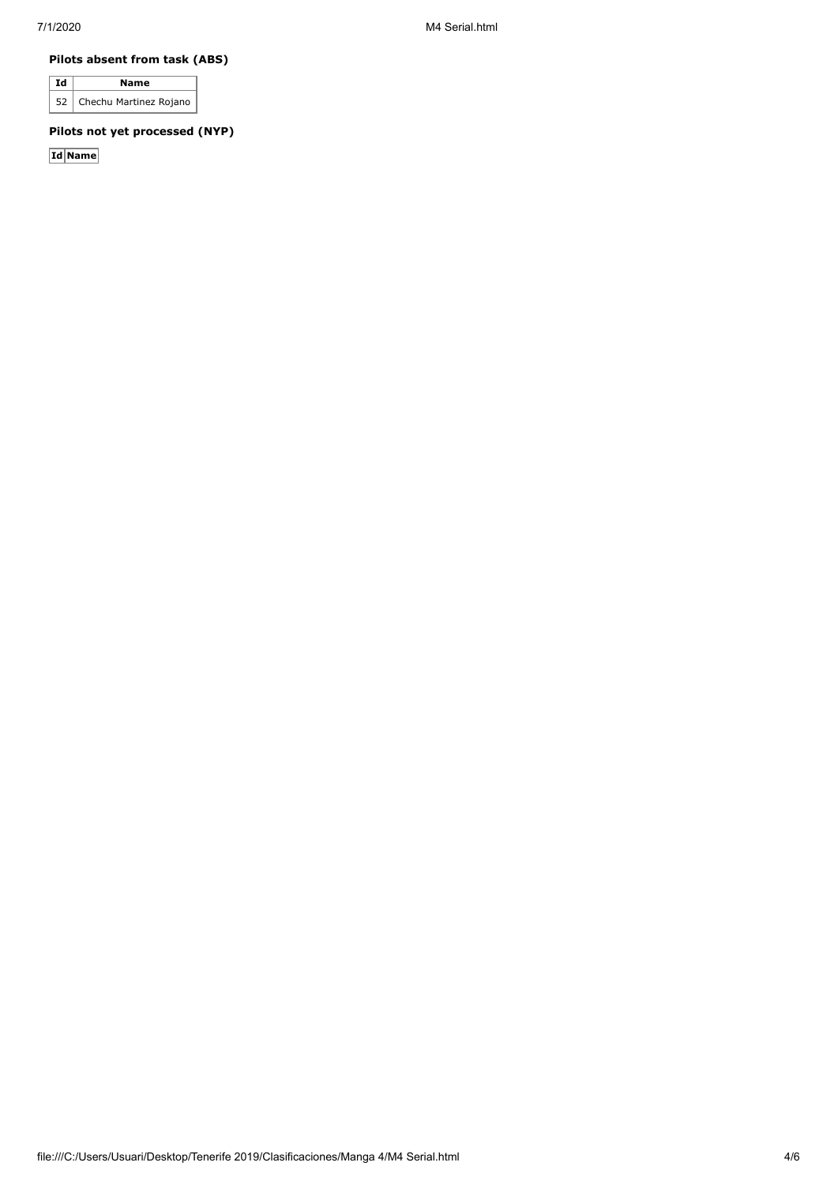**Pilots absent from task (ABS)**

| Id | Name |
|---|---|
| 52 | Chechu Martinez Rojano |

**Pilots not yet processed (NYP)**

| Id | Name |
|---|---|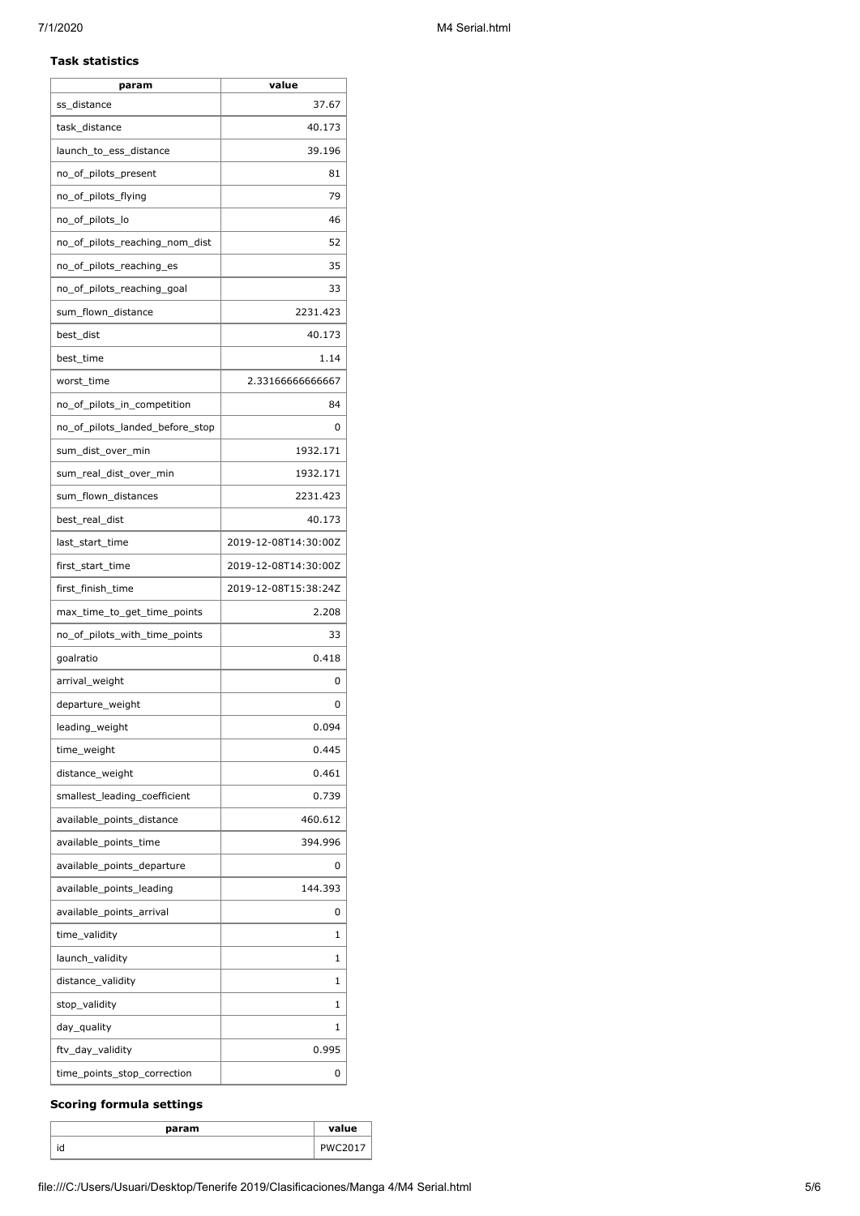### Task statistics

| param | value |
|---|---|
| ss_distance | 37.67 |
| task_distance | 40.173 |
| launch_to_ess_distance | 39.196 |
| no_of_pilots_present | 81 |
| no_of_pilots_flying | 79 |
| no_of_pilots_lo | 46 |
| no_of_pilots_reaching_nom_dist | 52 |
| no_of_pilots_reaching_es | 35 |
| no_of_pilots_reaching_goal | 33 |
| sum_flown_distance | 2231.423 |
| best_dist | 40.173 |
| best_time | 1.14 |
| worst_time | 2.33166666666667 |
| no_of_pilots_in_competition | 84 |
| no_of_pilots_landed_before_stop | 0 |
| sum_dist_over_min | 1932.171 |
| sum_real_dist_over_min | 1932.171 |
| sum_flown_distances | 2231.423 |
| best_real_dist | 40.173 |
| last_start_time | 2019-12-08T14:30:00Z |
| first_start_time | 2019-12-08T14:30:00Z |
| first_finish_time | 2019-12-08T15:38:24Z |
| max_time_to_get_time_points | 2.208 |
| no_of_pilots_with_time_points | 33 |
| goalratio | 0.418 |
| arrival_weight | 0 |
| departure_weight | 0 |
| leading_weight | 0.094 |
| time_weight | 0.445 |
| distance_weight | 0.461 |
| smallest_leading_coefficient | 0.739 |
| available_points_distance | 460.612 |
| available_points_time | 394.996 |
| available_points_departure | 0 |
| available_points_leading | 144.393 |
| available_points_arrival | 0 |
| time_validity | 1 |
| launch_validity | 1 |
| distance_validity | 1 |
| stop_validity | 1 |
| day_quality | 1 |
| ftv_day_validity | 0.995 |
| time_points_stop_correction | 0 |

### Scoring formula settings

| param | value |
|---|---|
| id | PWC2017 |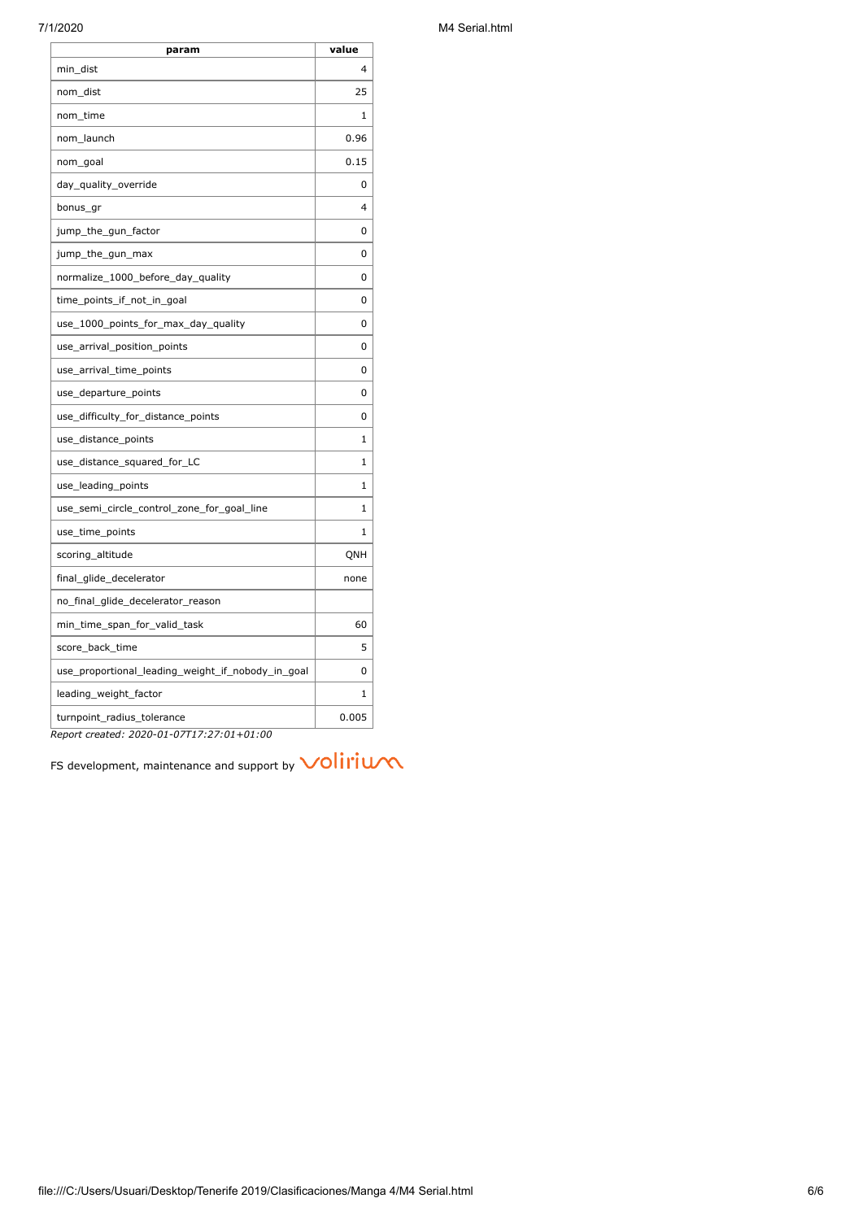| param | value |
|---|---|
| min_dist | 4 |
| nom_dist | 25 |
| nom_time | 1 |
| nom_launch | 0.96 |
| nom_goal | 0.15 |
| day_quality_override | 0 |
| bonus_gr | 4 |
| jump_the_gun_factor | 0 |
| jump_the_gun_max | 0 |
| normalize_1000_before_day_quality | 0 |
| time_points_if_not_in_goal | 0 |
| use_1000_points_for_max_day_quality | 0 |
| use_arrival_position_points | 0 |
| use_arrival_time_points | 0 |
| use_departure_points | 0 |
| use_difficulty_for_distance_points | 0 |
| use_distance_points | 1 |
| use_distance_squared_for_LC | 1 |
| use_leading_points | 1 |
| use_semi_circle_control_zone_for_goal_line | 1 |
| use_time_points | 1 |
| scoring_altitude | QNH |
| final_glide_decelerator | none |
| no_final_glide_decelerator_reason | |
| min_time_span_for_valid_task | 60 |
| score_back_time | 5 |
| use_proportional_leading_weight_if_nobody_in_goal | 0 |
| leading_weight_factor | 1 |
| turnpoint_radius_tolerance | 0.005 |

*Report created: 2020-01-07T17:27:01+01:00*

FS development, maintenance and support by volirium